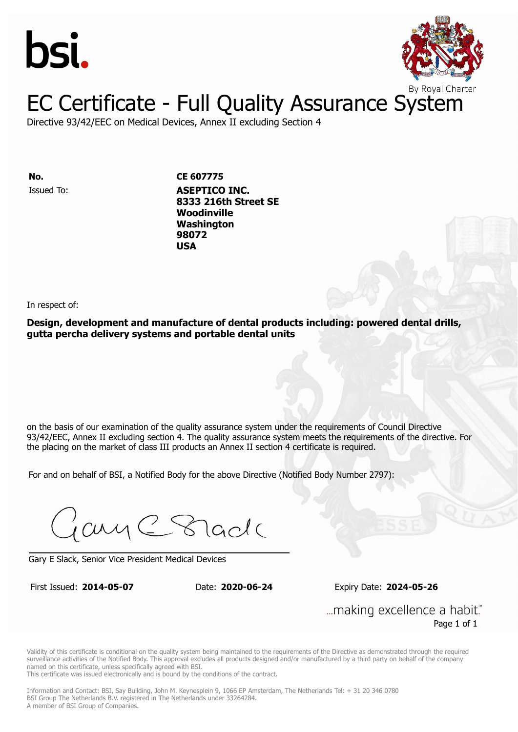bsi.

By Royal Charter

# EC Certificate - Full Quality Assurance System

Directive 93/42/EEC on Medical Devices, Annex II excluding Section 4

**No.** **CE 607775**

Issued To: **ASEPTICO INC.**
**8333 216th Street SE**
**Woodinville**
**Washington**
**98072**
**USA**

In respect of:

**Design, development and manufacture of dental products including: powered dental drills, gutta percha delivery systems and portable dental units**

on the basis of our examination of the quality assurance system under the requirements of Council Directive 93/42/EEC, Annex II excluding section 4. The quality assurance system meets the requirements of the directive. For the placing on the market of class III products an Annex II section 4 certificate is required.

For and on behalf of BSI, a Notified Body for the above Directive (Notified Body Number 2797):

Gary E Slack, Senior Vice President Medical Devices

First Issued: **2014-05-07** Date: **2020-06-24** Expiry Date: **2024-05-26**

...making excellence a habit.™

Validity of this certificate is conditional on the quality system being maintained to the requirements of the Directive as demonstrated through the required surveillance activities of the Notified Body. This approval excludes all products designed and/or manufactured by a third party on behalf of the company named on this certificate, unless specifically agreed with BSI.
This certificate was issued electronically and is bound by the conditions of the contract.

Information and Contact: BSI, Say Building, John M. Keynesplein 9, 1066 EP Amsterdam, The Netherlands Tel: + 31 20 346 0780
BSI Group The Netherlands B.V. registered in The Netherlands under 33264284.
A member of BSI Group of Companies.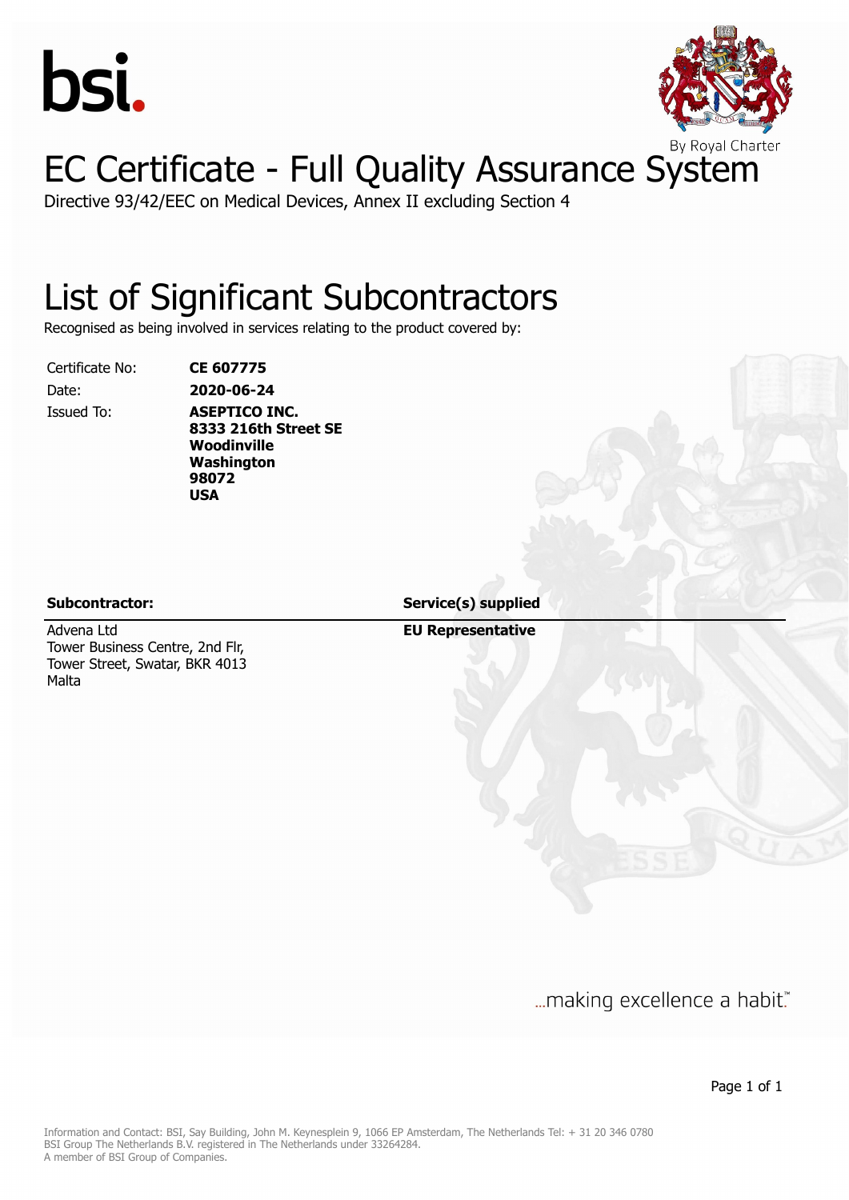bsi.

By Royal Charter

# EC Certificate - Full Quality Assurance System

Directive 93/42/EEC on Medical Devices, Annex II excluding Section 4

## List of Significant Subcontractors

Recognised as being involved in services relating to the product covered by:

| | |
|---|---|
| Certificate No: | **CE 607775** |
| Date: | **2020-06-24** |
| Issued To: | **ASEPTICO INC.**<br>**8333 216th Street SE**<br>**Woodinville**<br>**Washington**<br>**98072**<br>**USA** |

| **Subcontractor:** | **Service(s) supplied** |
|---|---|
| Advena Ltd<br>Tower Business Centre, 2nd Flr,<br>Tower Street, Swatar, BKR 4013<br>Malta | **EU Representative** |

...making excellence a habit.™

Information and Contact: BSI, Say Building, John M. Keynesplein 9, 1066 EP Amsterdam, The Netherlands Tel: + 31 20 346 0780
BSI Group The Netherlands B.V. registered in The Netherlands under 33264284.
A member of BSI Group of Companies.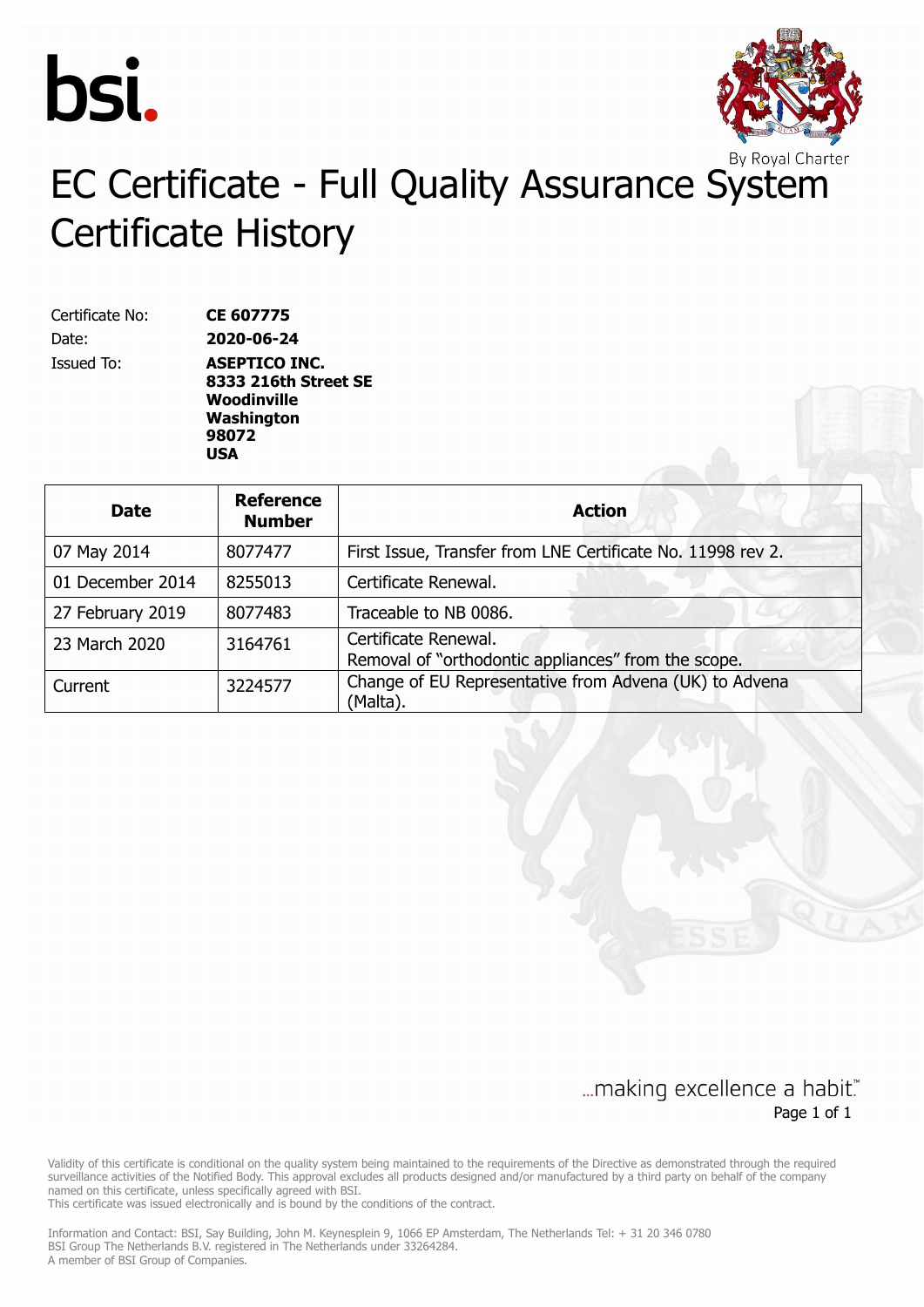bsi.

By Royal Charter

# EC Certificate - Full Quality Assurance System Certificate History

| | |
|---|---|
| Certificate No: | **CE 607775** |
| Date: | **2020-06-24** |
| Issued To: | **ASEPTICO INC.**<br>**8333 216th Street SE**<br>**Woodinville**<br>**Washington**<br>**98072**<br>**USA** |

| Date | Reference Number | Action |
|---|---|---|
| 07 May 2014 | 8077477 | First Issue, Transfer from LNE Certificate No. 11998 rev 2. |
| 01 December 2014 | 8255013 | Certificate Renewal. |
| 27 February 2019 | 8077483 | Traceable to NB 0086. |
| 23 March 2020 | 3164761 | Certificate Renewal.<br>Removal of "orthodontic appliances" from the scope. |
| Current | 3224577 | Change of EU Representative from Advena (UK) to Advena (Malta). |

...making excellence a habit.™

Validity of this certificate is conditional on the quality system being maintained to the requirements of the Directive as demonstrated through the required surveillance activities of the Notified Body. This approval excludes all products designed and/or manufactured by a third party on behalf of the company named on this certificate, unless specifically agreed with BSI.
This certificate was issued electronically and is bound by the conditions of the contract.

Information and Contact: BSI, Say Building, John M. Keynesplein 9, 1066 EP Amsterdam, The Netherlands Tel: + 31 20 346 0780
BSI Group The Netherlands B.V. registered in The Netherlands under 33264284.
A member of BSI Group of Companies.